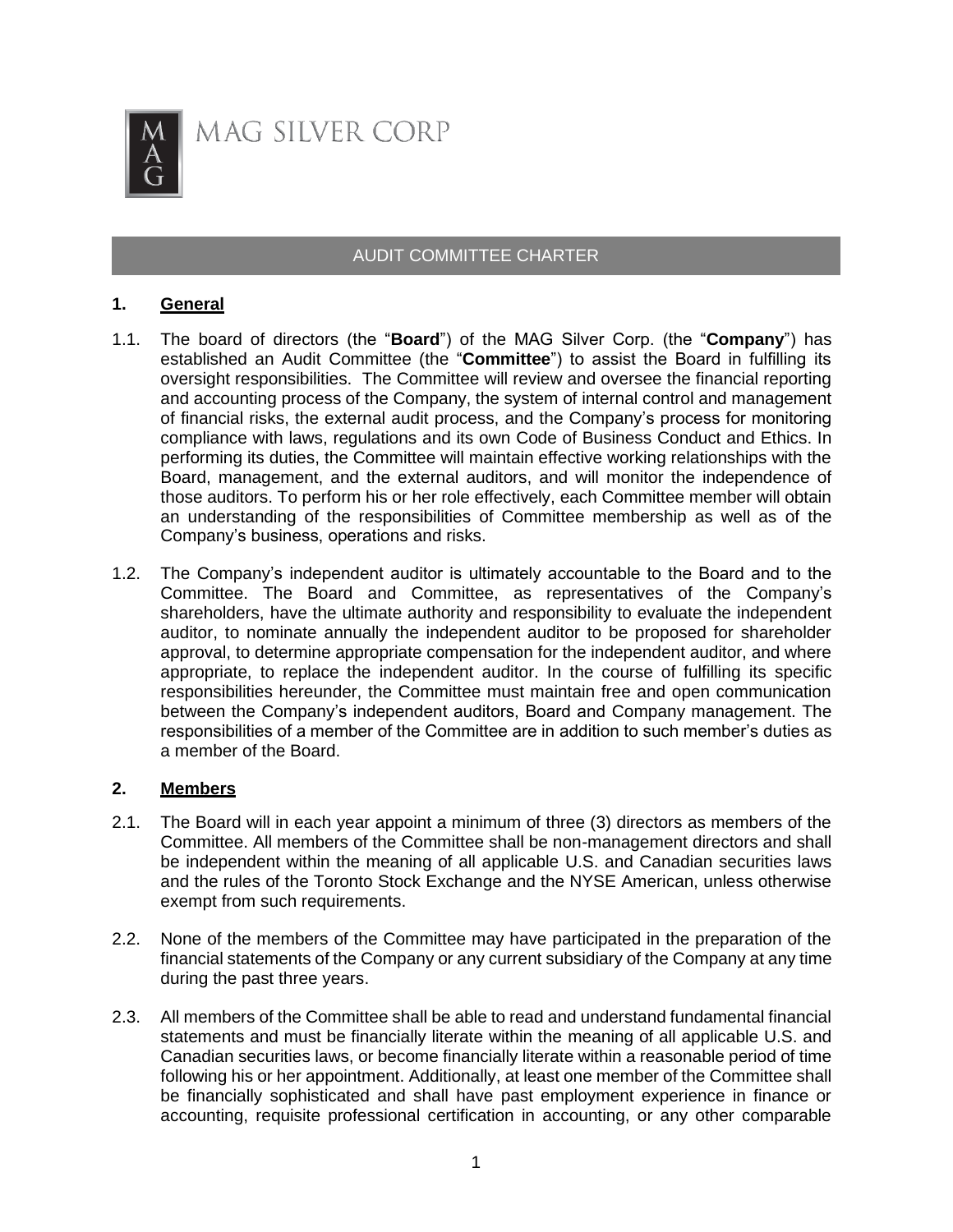MAG SILVER CORP

# AUDIT COMMITTEE CHARTER

## 1. General

1.1. The board of directors (the "**Board**") of the MAG Silver Corp. (the "**Company**") has established an Audit Committee (the "**Committee**") to assist the Board in fulfilling its oversight responsibilities. The Committee will review and oversee the financial reporting and accounting process of the Company, the system of internal control and management of financial risks, the external audit process, and the Company's process for monitoring compliance with laws, regulations and its own Code of Business Conduct and Ethics. In performing its duties, the Committee will maintain effective working relationships with the Board, management, and the external auditors, and will monitor the independence of those auditors. To perform his or her role effectively, each Committee member will obtain an understanding of the responsibilities of Committee membership as well as of the Company's business, operations and risks.

1.2. The Company's independent auditor is ultimately accountable to the Board and to the Committee. The Board and Committee, as representatives of the Company's shareholders, have the ultimate authority and responsibility to evaluate the independent auditor, to nominate annually the independent auditor to be proposed for shareholder approval, to determine appropriate compensation for the independent auditor, and where appropriate, to replace the independent auditor. In the course of fulfilling its specific responsibilities hereunder, the Committee must maintain free and open communication between the Company's independent auditors, Board and Company management. The responsibilities of a member of the Committee are in addition to such member's duties as a member of the Board.

## 2. Members

2.1. The Board will in each year appoint a minimum of three (3) directors as members of the Committee. All members of the Committee shall be non-management directors and shall be independent within the meaning of all applicable U.S. and Canadian securities laws and the rules of the Toronto Stock Exchange and the NYSE American, unless otherwise exempt from such requirements.

2.2. None of the members of the Committee may have participated in the preparation of the financial statements of the Company or any current subsidiary of the Company at any time during the past three years.

2.3. All members of the Committee shall be able to read and understand fundamental financial statements and must be financially literate within the meaning of all applicable U.S. and Canadian securities laws, or become financially literate within a reasonable period of time following his or her appointment. Additionally, at least one member of the Committee shall be financially sophisticated and shall have past employment experience in finance or accounting, requisite professional certification in accounting, or any other comparable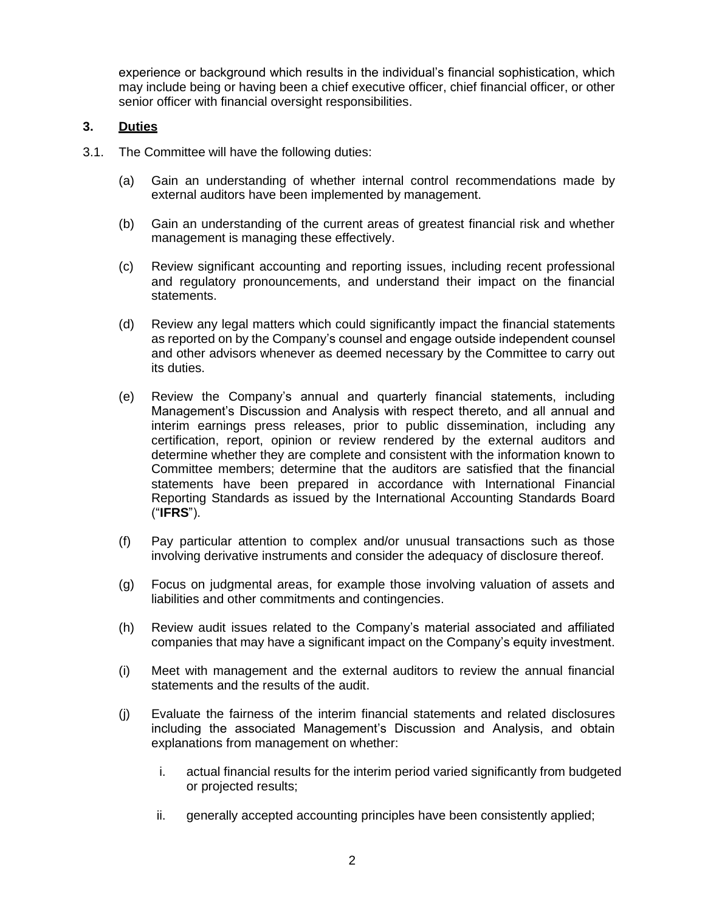experience or background which results in the individual's financial sophistication, which may include being or having been a chief executive officer, chief financial officer, or other senior officer with financial oversight responsibilities.

## 3. Duties

3.1. The Committee will have the following duties:

(a) Gain an understanding of whether internal control recommendations made by external auditors have been implemented by management.

(b) Gain an understanding of the current areas of greatest financial risk and whether management is managing these effectively.

(c) Review significant accounting and reporting issues, including recent professional and regulatory pronouncements, and understand their impact on the financial statements.

(d) Review any legal matters which could significantly impact the financial statements as reported on by the Company's counsel and engage outside independent counsel and other advisors whenever as deemed necessary by the Committee to carry out its duties.

(e) Review the Company's annual and quarterly financial statements, including Management's Discussion and Analysis with respect thereto, and all annual and interim earnings press releases, prior to public dissemination, including any certification, report, opinion or review rendered by the external auditors and determine whether they are complete and consistent with the information known to Committee members; determine that the auditors are satisfied that the financial statements have been prepared in accordance with International Financial Reporting Standards as issued by the International Accounting Standards Board ("**IFRS**").

(f) Pay particular attention to complex and/or unusual transactions such as those involving derivative instruments and consider the adequacy of disclosure thereof.

(g) Focus on judgmental areas, for example those involving valuation of assets and liabilities and other commitments and contingencies.

(h) Review audit issues related to the Company's material associated and affiliated companies that may have a significant impact on the Company's equity investment.

(i) Meet with management and the external auditors to review the annual financial statements and the results of the audit.

(j) Evaluate the fairness of the interim financial statements and related disclosures including the associated Management's Discussion and Analysis, and obtain explanations from management on whether:

   i. actual financial results for the interim period varied significantly from budgeted or projected results;

   ii. generally accepted accounting principles have been consistently applied;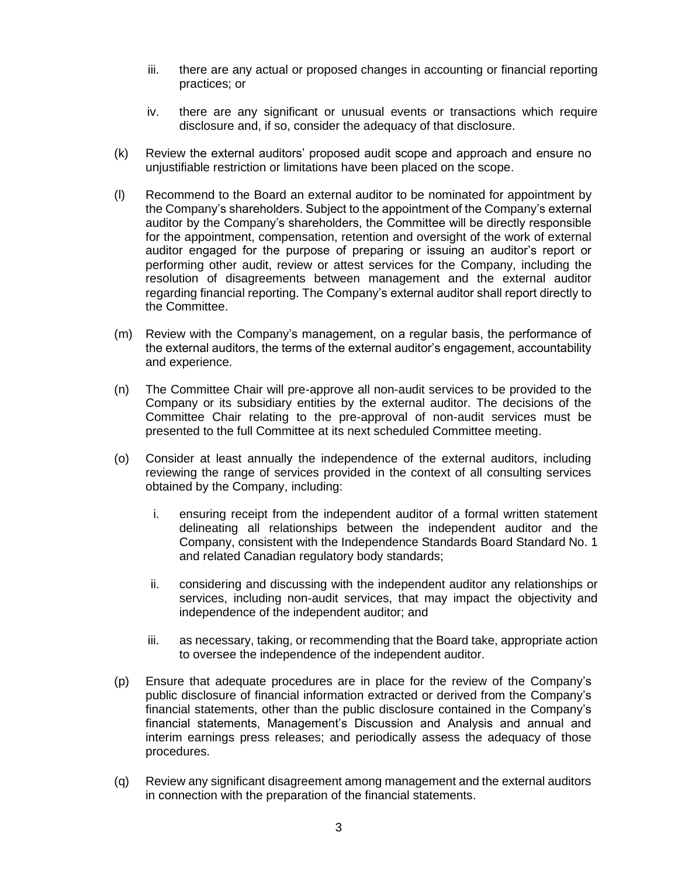iii. there are any actual or proposed changes in accounting or financial reporting practices; or

iv. there are any significant or unusual events or transactions which require disclosure and, if so, consider the adequacy of that disclosure.

(k) Review the external auditors' proposed audit scope and approach and ensure no unjustifiable restriction or limitations have been placed on the scope.

(l) Recommend to the Board an external auditor to be nominated for appointment by the Company's shareholders. Subject to the appointment of the Company's external auditor by the Company's shareholders, the Committee will be directly responsible for the appointment, compensation, retention and oversight of the work of external auditor engaged for the purpose of preparing or issuing an auditor's report or performing other audit, review or attest services for the Company, including the resolution of disagreements between management and the external auditor regarding financial reporting. The Company's external auditor shall report directly to the Committee.

(m) Review with the Company's management, on a regular basis, the performance of the external auditors, the terms of the external auditor's engagement, accountability and experience.

(n) The Committee Chair will pre-approve all non-audit services to be provided to the Company or its subsidiary entities by the external auditor. The decisions of the Committee Chair relating to the pre-approval of non-audit services must be presented to the full Committee at its next scheduled Committee meeting.

(o) Consider at least annually the independence of the external auditors, including reviewing the range of services provided in the context of all consulting services obtained by the Company, including:

i. ensuring receipt from the independent auditor of a formal written statement delineating all relationships between the independent auditor and the Company, consistent with the Independence Standards Board Standard No. 1 and related Canadian regulatory body standards;

ii. considering and discussing with the independent auditor any relationships or services, including non-audit services, that may impact the objectivity and independence of the independent auditor; and

iii. as necessary, taking, or recommending that the Board take, appropriate action to oversee the independence of the independent auditor.

(p) Ensure that adequate procedures are in place for the review of the Company's public disclosure of financial information extracted or derived from the Company's financial statements, other than the public disclosure contained in the Company's financial statements, Management's Discussion and Analysis and annual and interim earnings press releases; and periodically assess the adequacy of those procedures.

(q) Review any significant disagreement among management and the external auditors in connection with the preparation of the financial statements.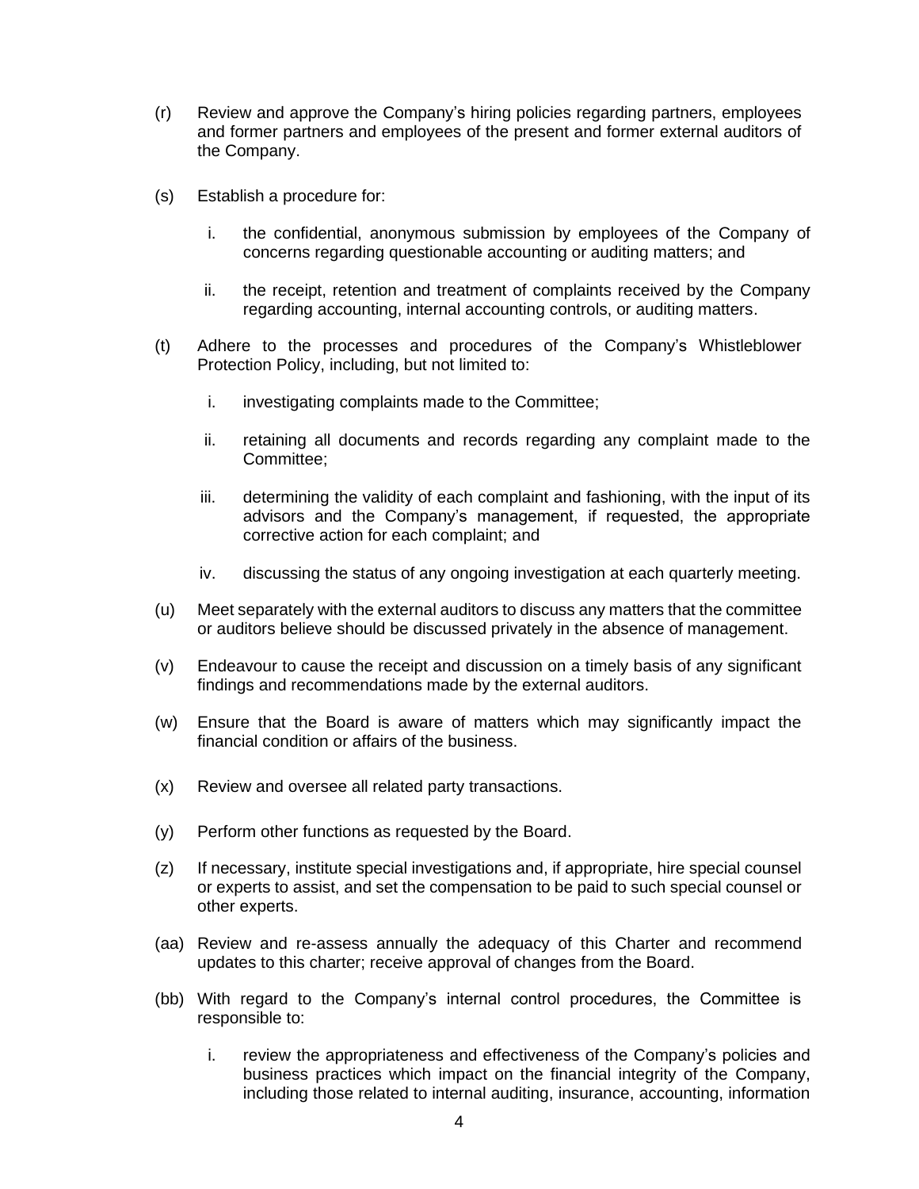(r) Review and approve the Company's hiring policies regarding partners, employees and former partners and employees of the present and former external auditors of the Company.

(s) Establish a procedure for:

  i. the confidential, anonymous submission by employees of the Company of concerns regarding questionable accounting or auditing matters; and

  ii. the receipt, retention and treatment of complaints received by the Company regarding accounting, internal accounting controls, or auditing matters.

(t) Adhere to the processes and procedures of the Company's Whistleblower Protection Policy, including, but not limited to:

  i. investigating complaints made to the Committee;

  ii. retaining all documents and records regarding any complaint made to the Committee;

  iii. determining the validity of each complaint and fashioning, with the input of its advisors and the Company's management, if requested, the appropriate corrective action for each complaint; and

  iv. discussing the status of any ongoing investigation at each quarterly meeting.

(u) Meet separately with the external auditors to discuss any matters that the committee or auditors believe should be discussed privately in the absence of management.

(v) Endeavour to cause the receipt and discussion on a timely basis of any significant findings and recommendations made by the external auditors.

(w) Ensure that the Board is aware of matters which may significantly impact the financial condition or affairs of the business.

(x) Review and oversee all related party transactions.

(y) Perform other functions as requested by the Board.

(z) If necessary, institute special investigations and, if appropriate, hire special counsel or experts to assist, and set the compensation to be paid to such special counsel or other experts.

(aa) Review and re-assess annually the adequacy of this Charter and recommend updates to this charter; receive approval of changes from the Board.

(bb) With regard to the Company's internal control procedures, the Committee is responsible to:

  i. review the appropriateness and effectiveness of the Company's policies and business practices which impact on the financial integrity of the Company, including those related to internal auditing, insurance, accounting, information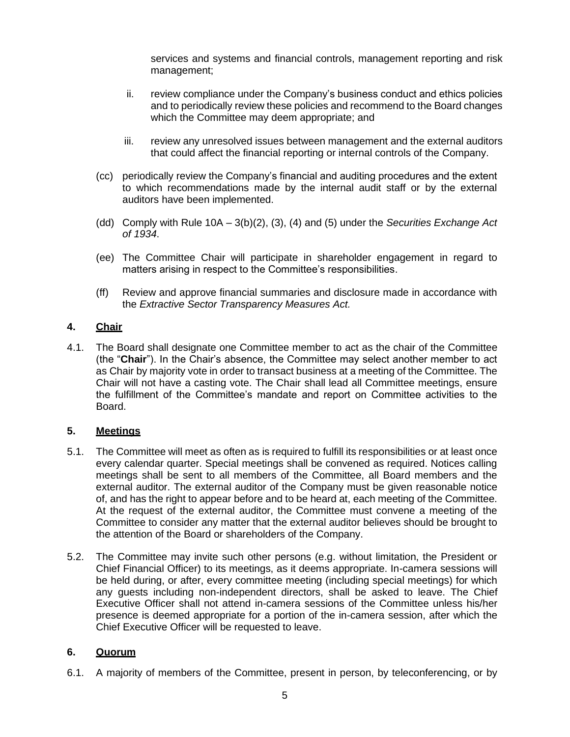services and systems and financial controls, management reporting and risk management;

ii. review compliance under the Company's business conduct and ethics policies and to periodically review these policies and recommend to the Board changes which the Committee may deem appropriate; and

iii. review any unresolved issues between management and the external auditors that could affect the financial reporting or internal controls of the Company.

(cc) periodically review the Company's financial and auditing procedures and the extent to which recommendations made by the internal audit staff or by the external auditors have been implemented.

(dd) Comply with Rule 10A – 3(b)(2), (3), (4) and (5) under the *Securities Exchange Act of 1934*.

(ee) The Committee Chair will participate in shareholder engagement in regard to matters arising in respect to the Committee's responsibilities.

(ff) Review and approve financial summaries and disclosure made in accordance with the *Extractive Sector Transparency Measures Act.*

## 4. Chair

4.1. The Board shall designate one Committee member to act as the chair of the Committee (the "**Chair**"). In the Chair's absence, the Committee may select another member to act as Chair by majority vote in order to transact business at a meeting of the Committee. The Chair will not have a casting vote. The Chair shall lead all Committee meetings, ensure the fulfillment of the Committee's mandate and report on Committee activities to the Board.

## 5. Meetings

5.1. The Committee will meet as often as is required to fulfill its responsibilities or at least once every calendar quarter. Special meetings shall be convened as required. Notices calling meetings shall be sent to all members of the Committee, all Board members and the external auditor. The external auditor of the Company must be given reasonable notice of, and has the right to appear before and to be heard at, each meeting of the Committee. At the request of the external auditor, the Committee must convene a meeting of the Committee to consider any matter that the external auditor believes should be brought to the attention of the Board or shareholders of the Company.

5.2. The Committee may invite such other persons (e.g. without limitation, the President or Chief Financial Officer) to its meetings, as it deems appropriate. In-camera sessions will be held during, or after, every committee meeting (including special meetings) for which any guests including non-independent directors, shall be asked to leave. The Chief Executive Officer shall not attend in-camera sessions of the Committee unless his/her presence is deemed appropriate for a portion of the in-camera session, after which the Chief Executive Officer will be requested to leave.

## 6. Quorum

6.1. A majority of members of the Committee, present in person, by teleconferencing, or by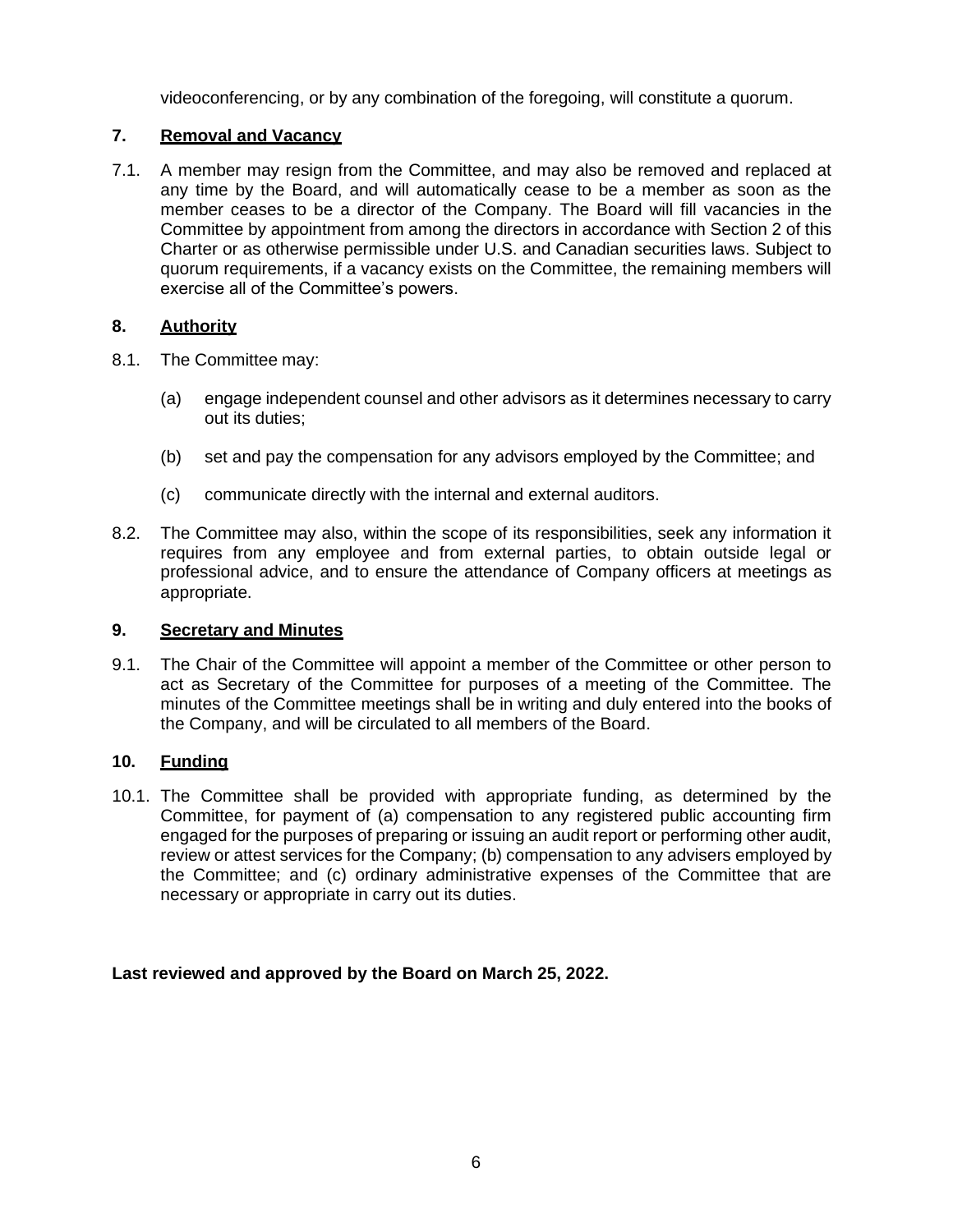videoconferencing, or by any combination of the foregoing, will constitute a quorum.

## 7. Removal and Vacancy

7.1. A member may resign from the Committee, and may also be removed and replaced at any time by the Board, and will automatically cease to be a member as soon as the member ceases to be a director of the Company. The Board will fill vacancies in the Committee by appointment from among the directors in accordance with Section 2 of this Charter or as otherwise permissible under U.S. and Canadian securities laws. Subject to quorum requirements, if a vacancy exists on the Committee, the remaining members will exercise all of the Committee's powers.

## 8. Authority

8.1. The Committee may:

(a) engage independent counsel and other advisors as it determines necessary to carry out its duties;

(b) set and pay the compensation for any advisors employed by the Committee; and

(c) communicate directly with the internal and external auditors.

8.2. The Committee may also, within the scope of its responsibilities, seek any information it requires from any employee and from external parties, to obtain outside legal or professional advice, and to ensure the attendance of Company officers at meetings as appropriate.

## 9. Secretary and Minutes

9.1. The Chair of the Committee will appoint a member of the Committee or other person to act as Secretary of the Committee for purposes of a meeting of the Committee. The minutes of the Committee meetings shall be in writing and duly entered into the books of the Company, and will be circulated to all members of the Board.

## 10. Funding

10.1. The Committee shall be provided with appropriate funding, as determined by the Committee, for payment of (a) compensation to any registered public accounting firm engaged for the purposes of preparing or issuing an audit report or performing other audit, review or attest services for the Company; (b) compensation to any advisers employed by the Committee; and (c) ordinary administrative expenses of the Committee that are necessary or appropriate in carry out its duties.

**Last reviewed and approved by the Board on March 25, 2022.**